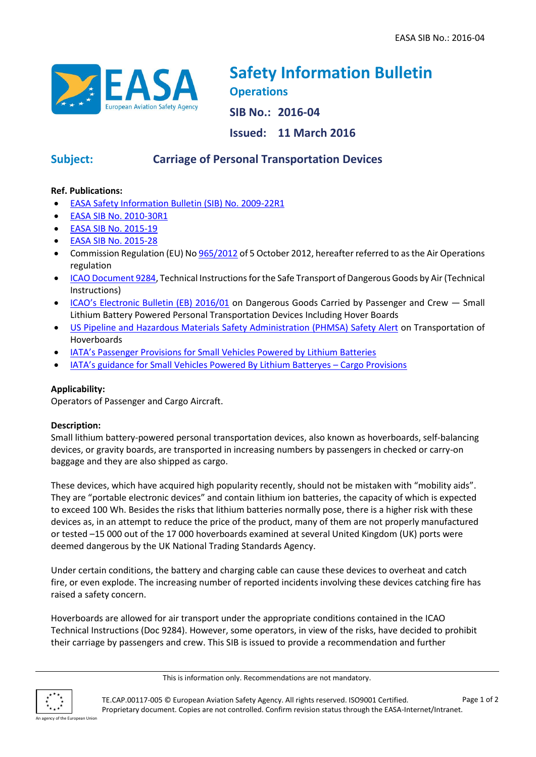# Safety Information Bulletin

## Operations

**SIB No.: 2016-04**

**Issued: 11 March 2016**

## Subject: Carriage of Personal Transportation Devices

**Ref. Publications:**

- EASA Safety Information Bulletin (SIB) No. 2009-22R1
- EASA SIB No. 2010-30R1
- EASA SIB No. 2015-19
- EASA SIB No. 2015-28
- Commission Regulation (EU) No 965/2012 of 5 October 2012, hereafter referred to as the Air Operations regulation
- ICAO Document 9284, Technical Instructions for the Safe Transport of Dangerous Goods by Air (Technical Instructions)
- ICAO's Electronic Bulletin (EB) 2016/01 on Dangerous Goods Carried by Passenger and Crew — Small Lithium Battery Powered Personal Transportation Devices Including Hover Boards
- US Pipeline and Hazardous Materials Safety Administration (PHMSA) Safety Alert on Transportation of Hoverboards
- IATA's Passenger Provisions for Small Vehicles Powered by Lithium Batteries
- IATA's guidance for Small Vehicles Powered By Lithium Batteryes – Cargo Provisions

**Applicability:**

Operators of Passenger and Cargo Aircraft.

**Description:**

Small lithium battery-powered personal transportation devices, also known as hoverboards, self-balancing devices, or gravity boards, are transported in increasing numbers by passengers in checked or carry-on baggage and they are also shipped as cargo.

These devices, which have acquired high popularity recently, should not be mistaken with "mobility aids". They are "portable electronic devices" and contain lithium ion batteries, the capacity of which is expected to exceed 100 Wh. Besides the risks that lithium batteries normally pose, there is a higher risk with these devices as, in an attempt to reduce the price of the product, many of them are not properly manufactured or tested –15 000 out of the 17 000 hoverboards examined at several United Kingdom (UK) ports were deemed dangerous by the UK National Trading Standards Agency.

Under certain conditions, the battery and charging cable can cause these devices to overheat and catch fire, or even explode. The increasing number of reported incidents involving these devices catching fire has raised a safety concern.

Hoverboards are allowed for air transport under the appropriate conditions contained in the ICAO Technical Instructions (Doc 9284). However, some operators, in view of the risks, have decided to prohibit their carriage by passengers and crew. This SIB is issued to provide a recommendation and further

This is information only. Recommendations are not mandatory.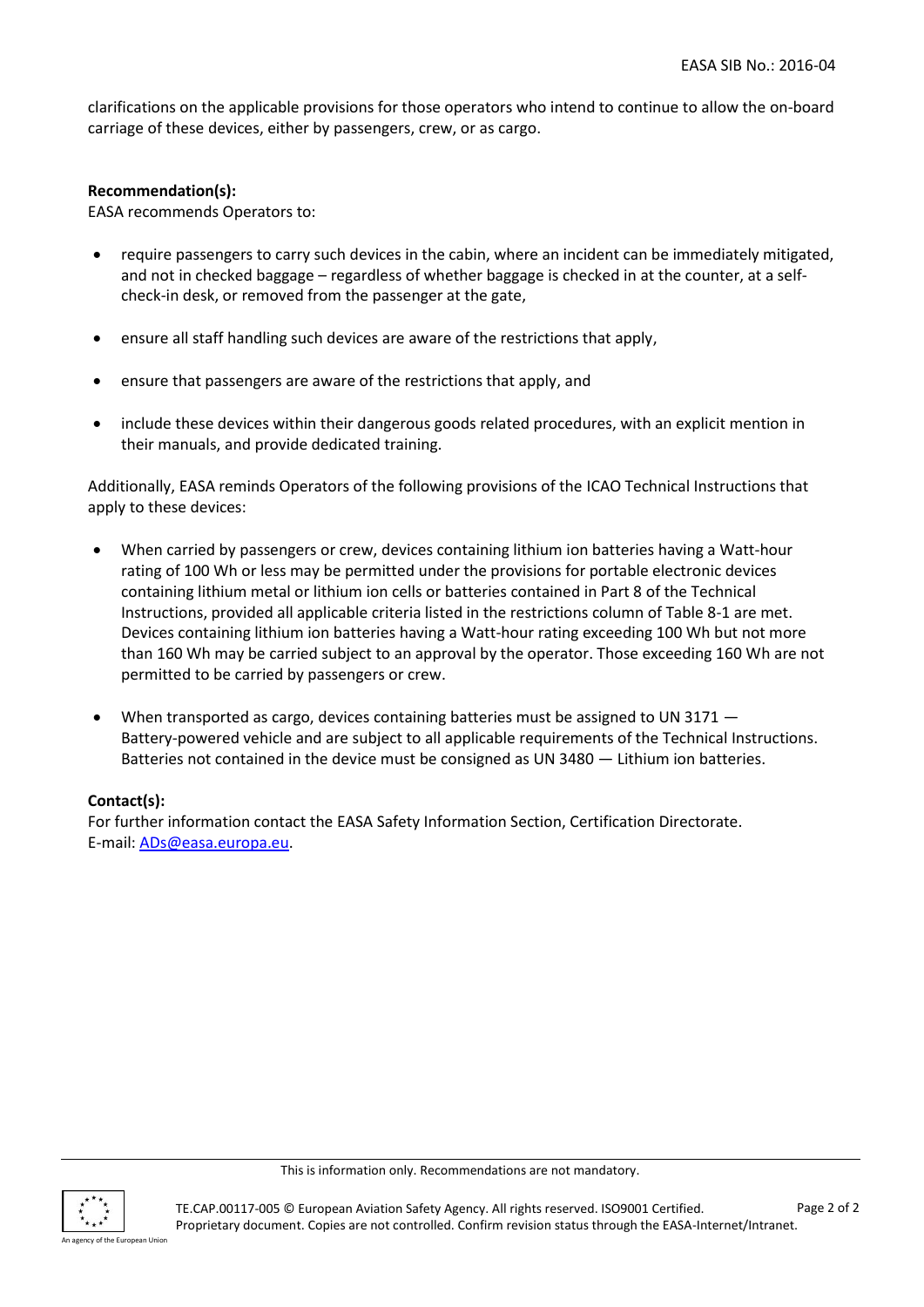clarifications on the applicable provisions for those operators who intend to continue to allow the on-board carriage of these devices, either by passengers, crew, or as cargo.

**Recommendation(s):**

EASA recommends Operators to:

- require passengers to carry such devices in the cabin, where an incident can be immediately mitigated, and not in checked baggage – regardless of whether baggage is checked in at the counter, at a self-check-in desk, or removed from the passenger at the gate,
- ensure all staff handling such devices are aware of the restrictions that apply,
- ensure that passengers are aware of the restrictions that apply, and
- include these devices within their dangerous goods related procedures, with an explicit mention in their manuals, and provide dedicated training.

Additionally, EASA reminds Operators of the following provisions of the ICAO Technical Instructions that apply to these devices:

- When carried by passengers or crew, devices containing lithium ion batteries having a Watt-hour rating of 100 Wh or less may be permitted under the provisions for portable electronic devices containing lithium metal or lithium ion cells or batteries contained in Part 8 of the Technical Instructions, provided all applicable criteria listed in the restrictions column of Table 8-1 are met. Devices containing lithium ion batteries having a Watt-hour rating exceeding 100 Wh but not more than 160 Wh may be carried subject to an approval by the operator. Those exceeding 160 Wh are not permitted to be carried by passengers or crew.
- When transported as cargo, devices containing batteries must be assigned to UN 3171 — Battery-powered vehicle and are subject to all applicable requirements of the Technical Instructions. Batteries not contained in the device must be consigned as UN 3480 — Lithium ion batteries.

**Contact(s):**

For further information contact the EASA Safety Information Section, Certification Directorate.
E-mail: ADs@easa.europa.eu.

This is information only. Recommendations are not mandatory.